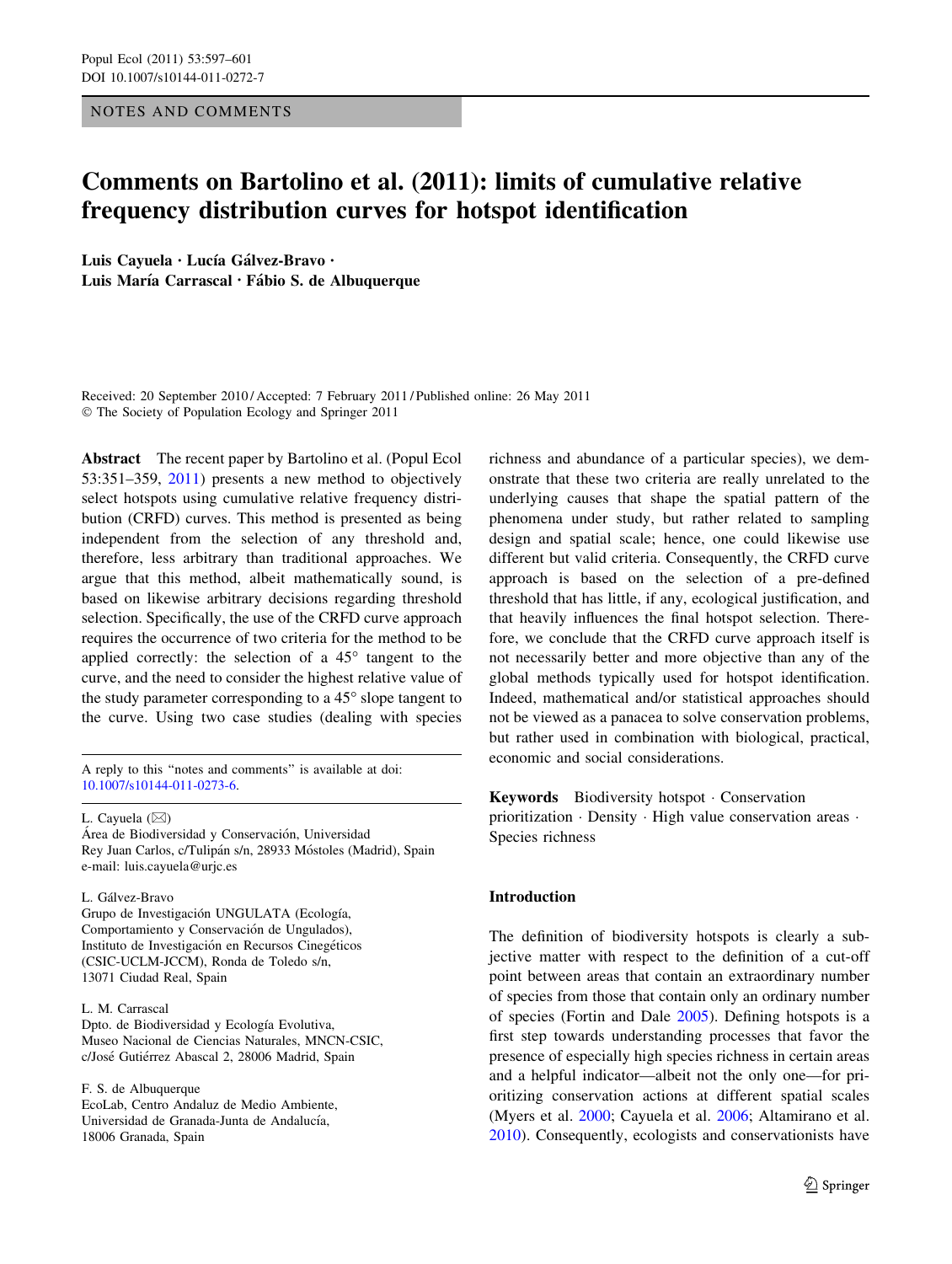NOTES AND COMMENTS

# Comments on Bartolino et al. (2011): limits of cumulative relative frequency distribution curves for hotspot identification

**Luis Cayuela · Lucía Gálvez-Bravo · Luis María Carrascal · Fábio S. de Albuquerque**

Received: 20 September 2010 / Accepted: 7 February 2011 / Published online: 26 May 2011
© The Society of Population Ecology and Springer 2011

**Abstract** The recent paper by Bartolino et al. (Popul Ecol 53:351–359, 2011) presents a new method to objectively select hotspots using cumulative relative frequency distribution (CRFD) curves. This method is presented as being independent from the selection of any threshold and, therefore, less arbitrary than traditional approaches. We argue that this method, albeit mathematically sound, is based on likewise arbitrary decisions regarding threshold selection. Specifically, the use of the CRFD curve approach requires the occurrence of two criteria for the method to be applied correctly: the selection of a 45° tangent to the curve, and the need to consider the highest relative value of the study parameter corresponding to a 45° slope tangent to the curve. Using two case studies (dealing with species richness and abundance of a particular species), we demonstrate that these two criteria are really unrelated to the underlying causes that shape the spatial pattern of the phenomena under study, but rather related to sampling design and spatial scale; hence, one could likewise use different but valid criteria. Consequently, the CRFD curve approach is based on the selection of a pre-defined threshold that has little, if any, ecological justification, and that heavily influences the final hotspot selection. Therefore, we conclude that the CRFD curve approach itself is not necessarily better and more objective than any of the global methods typically used for hotspot identification. Indeed, mathematical and/or statistical approaches should not be viewed as a panacea to solve conservation problems, but rather used in combination with biological, practical, economic and social considerations.

**Keywords** Biodiversity hotspot · Conservation prioritization · Density · High value conservation areas · Species richness

A reply to this "notes and comments" is available at doi: 10.1007/s10144-011-0273-6.

L. Cayuela (✉)
Área de Biodiversidad y Conservación, Universidad Rey Juan Carlos, c/Tulipán s/n, 28933 Móstoles (Madrid), Spain
e-mail: luis.cayuela@urjc.es

L. Gálvez-Bravo
Grupo de Investigación UNGULATA (Ecología, Comportamiento y Conservación de Ungulados), Instituto de Investigación en Recursos Cinegéticos (CSIC-UCLM-JCCM), Ronda de Toledo s/n, 13071 Ciudad Real, Spain

L. M. Carrascal
Dpto. de Biodiversidad y Ecología Evolutiva, Museo Nacional de Ciencias Naturales, MNCN-CSIC, c/José Gutiérrez Abascal 2, 28006 Madrid, Spain

F. S. de Albuquerque
EcoLab, Centro Andaluz de Medio Ambiente, Universidad de Granada-Junta de Andalucía, 18006 Granada, Spain

## Introduction

The definition of biodiversity hotspots is clearly a subjective matter with respect to the definition of a cut-off point between areas that contain an extraordinary number of species from those that contain only an ordinary number of species (Fortin and Dale 2005). Defining hotspots is a first step towards understanding processes that favor the presence of especially high species richness in certain areas and a helpful indicator—albeit not the only one—for prioritizing conservation actions at different spatial scales (Myers et al. 2000; Cayuela et al. 2006; Altamirano et al. 2010). Consequently, ecologists and conservationists have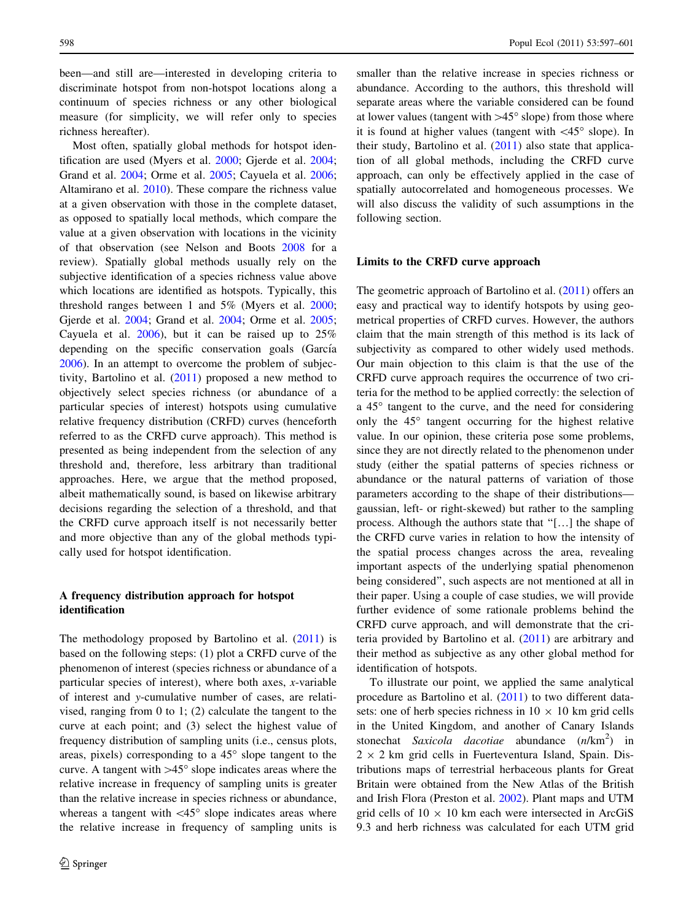been—and still are—interested in developing criteria to discriminate hotspot from non-hotspot locations along a continuum of species richness or any other biological measure (for simplicity, we will refer only to species richness hereafter).

Most often, spatially global methods for hotspot identification are used (Myers et al. 2000; Gjerde et al. 2004; Grand et al. 2004; Orme et al. 2005; Cayuela et al. 2006; Altamirano et al. 2010). These compare the richness value at a given observation with those in the complete dataset, as opposed to spatially local methods, which compare the value at a given observation with locations in the vicinity of that observation (see Nelson and Boots 2008 for a review). Spatially global methods usually rely on the subjective identification of a species richness value above which locations are identified as hotspots. Typically, this threshold ranges between 1 and 5% (Myers et al. 2000; Gjerde et al. 2004; Grand et al. 2004; Orme et al. 2005; Cayuela et al. 2006), but it can be raised up to 25% depending on the specific conservation goals (García 2006). In an attempt to overcome the problem of subjectivity, Bartolino et al. (2011) proposed a new method to objectively select species richness (or abundance of a particular species of interest) hotspots using cumulative relative frequency distribution (CRFD) curves (henceforth referred to as the CRFD curve approach). This method is presented as being independent from the selection of any threshold and, therefore, less arbitrary than traditional approaches. Here, we argue that the method proposed, albeit mathematically sound, is based on likewise arbitrary decisions regarding the selection of a threshold, and that the CRFD curve approach itself is not necessarily better and more objective than any of the global methods typically used for hotspot identification.

## A frequency distribution approach for hotspot identification

The methodology proposed by Bartolino et al. (2011) is based on the following steps: (1) plot a CRFD curve of the phenomenon of interest (species richness or abundance of a particular species of interest), where both axes, *x*-variable of interest and *y*-cumulative number of cases, are relativised, ranging from 0 to 1; (2) calculate the tangent to the curve at each point; and (3) select the highest value of frequency distribution of sampling units (i.e., census plots, areas, pixels) corresponding to a 45° slope tangent to the curve. A tangent with >45° slope indicates areas where the relative increase in frequency of sampling units is greater than the relative increase in species richness or abundance, whereas a tangent with <45° slope indicates areas where the relative increase in frequency of sampling units is smaller than the relative increase in species richness or abundance. According to the authors, this threshold will separate areas where the variable considered can be found at lower values (tangent with >45° slope) from those where it is found at higher values (tangent with <45° slope). In their study, Bartolino et al. (2011) also state that application of all global methods, including the CRFD curve approach, can only be effectively applied in the case of spatially autocorrelated and homogeneous processes. We will also discuss the validity of such assumptions in the following section.

## Limits to the CRFD curve approach

The geometric approach of Bartolino et al. (2011) offers an easy and practical way to identify hotspots by using geometrical properties of CRFD curves. However, the authors claim that the main strength of this method is its lack of subjectivity as compared to other widely used methods. Our main objection to this claim is that the use of the CRFD curve approach requires the occurrence of two criteria for the method to be applied correctly: the selection of a 45° tangent to the curve, and the need for considering only the 45° tangent occurring for the highest relative value. In our opinion, these criteria pose some problems, since they are not directly related to the phenomenon under study (either the spatial patterns of species richness or abundance or the natural patterns of variation of those parameters according to the shape of their distributions—gaussian, left- or right-skewed) but rather to the sampling process. Although the authors state that "[…] the shape of the CRFD curve varies in relation to how the intensity of the spatial process changes across the area, revealing important aspects of the underlying spatial phenomenon being considered", such aspects are not mentioned at all in their paper. Using a couple of case studies, we will provide further evidence of some rationale problems behind the CRFD curve approach, and will demonstrate that the criteria provided by Bartolino et al. (2011) are arbitrary and their method as subjective as any other global method for identification of hotspots.

To illustrate our point, we applied the same analytical procedure as Bartolino et al. (2011) to two different datasets: one of herb species richness in 10 × 10 km grid cells in the United Kingdom, and another of Canary Islands stonechat *Saxicola dacotiae* abundance ($n$/km$^2$) in 2 × 2 km grid cells in Fuerteventura Island, Spain. Distributions maps of terrestrial herbaceous plants for Great Britain were obtained from the New Atlas of the British and Irish Flora (Preston et al. 2002). Plant maps and UTM grid cells of 10 × 10 km each were intersected in ArcGiS 9.3 and herb richness was calculated for each UTM grid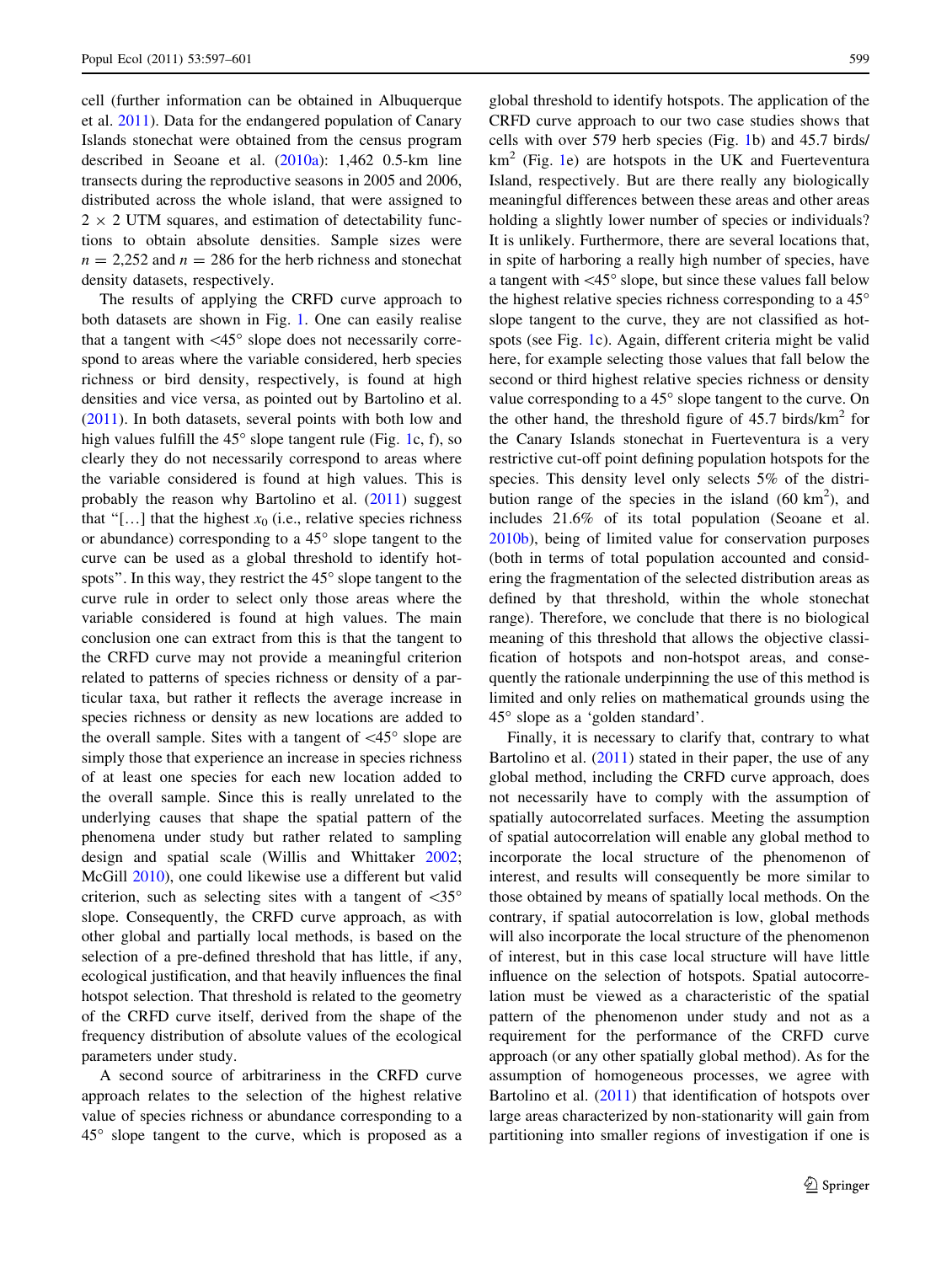cell (further information can be obtained in Albuquerque et al. 2011). Data for the endangered population of Canary Islands stonechat were obtained from the census program described in Seoane et al. (2010a): 1,462 0.5-km line transects during the reproductive seasons in 2005 and 2006, distributed across the whole island, that were assigned to $2 \times 2$ UTM squares, and estimation of detectability functions to obtain absolute densities. Sample sizes were $n = 2{,}252$ and $n = 286$ for the herb richness and stonechat density datasets, respectively.

The results of applying the CRFD curve approach to both datasets are shown in Fig. 1. One can easily realise that a tangent with <45° slope does not necessarily correspond to areas where the variable considered, herb species richness or bird density, respectively, is found at high densities and vice versa, as pointed out by Bartolino et al. (2011). In both datasets, several points with both low and high values fulfill the 45° slope tangent rule (Fig. 1c, f), so clearly they do not necessarily correspond to areas where the variable considered is found at high values. This is probably the reason why Bartolino et al. (2011) suggest that "[…] that the highest $x_0$ (i.e., relative species richness or abundance) corresponding to a 45° slope tangent to the curve can be used as a global threshold to identify hotspots". In this way, they restrict the 45° slope tangent to the curve rule in order to select only those areas where the variable considered is found at high values. The main conclusion one can extract from this is that the tangent to the CRFD curve may not provide a meaningful criterion related to patterns of species richness or density of a particular taxa, but rather it reflects the average increase in species richness or density as new locations are added to the overall sample. Sites with a tangent of <45° slope are simply those that experience an increase in species richness of at least one species for each new location added to the overall sample. Since this is really unrelated to the underlying causes that shape the spatial pattern of the phenomena under study but rather related to sampling design and spatial scale (Willis and Whittaker 2002; McGill 2010), one could likewise use a different but valid criterion, such as selecting sites with a tangent of <35° slope. Consequently, the CRFD curve approach, as with other global and partially local methods, is based on the selection of a pre-defined threshold that has little, if any, ecological justification, and that heavily influences the final hotspot selection. That threshold is related to the geometry of the CRFD curve itself, derived from the shape of the frequency distribution of absolute values of the ecological parameters under study.

A second source of arbitrariness in the CRFD curve approach relates to the selection of the highest relative value of species richness or abundance corresponding to a 45° slope tangent to the curve, which is proposed as a global threshold to identify hotspots. The application of the CRFD curve approach to our two case studies shows that cells with over 579 herb species (Fig. 1b) and 45.7 birds/km$^2$ (Fig. 1e) are hotspots in the UK and Fuerteventura Island, respectively. But are there really any biologically meaningful differences between these areas and other areas holding a slightly lower number of species or individuals? It is unlikely. Furthermore, there are several locations that, in spite of harboring a really high number of species, have a tangent with <45° slope, but since these values fall below the highest relative species richness corresponding to a 45° slope tangent to the curve, they are not classified as hotspots (see Fig. 1c). Again, different criteria might be valid here, for example selecting those values that fall below the second or third highest relative species richness or density value corresponding to a 45° slope tangent to the curve. On the other hand, the threshold figure of 45.7 birds/km$^2$ for the Canary Islands stonechat in Fuerteventura is a very restrictive cut-off point defining population hotspots for the species. This density level only selects 5% of the distribution range of the species in the island (60 km$^2$), and includes 21.6% of its total population (Seoane et al. 2010b), being of limited value for conservation purposes (both in terms of total population accounted and considering the fragmentation of the selected distribution areas as defined by that threshold, within the whole stonechat range). Therefore, we conclude that there is no biological meaning of this threshold that allows the objective classification of hotspots and non-hotspot areas, and consequently the rationale underpinning the use of this method is limited and only relies on mathematical grounds using the 45° slope as a 'golden standard'.

Finally, it is necessary to clarify that, contrary to what Bartolino et al. (2011) stated in their paper, the use of any global method, including the CRFD curve approach, does not necessarily have to comply with the assumption of spatially autocorrelated surfaces. Meeting the assumption of spatial autocorrelation will enable any global method to incorporate the local structure of the phenomenon of interest, and results will consequently be more similar to those obtained by means of spatially local methods. On the contrary, if spatial autocorrelation is low, global methods will also incorporate the local structure of the phenomenon of interest, but in this case local structure will have little influence on the selection of hotspots. Spatial autocorrelation must be viewed as a characteristic of the spatial pattern of the phenomenon under study and not as a requirement for the performance of the CRFD curve approach (or any other spatially global method). As for the assumption of homogeneous processes, we agree with Bartolino et al. (2011) that identification of hotspots over large areas characterized by non-stationarity will gain from partitioning into smaller regions of investigation if one is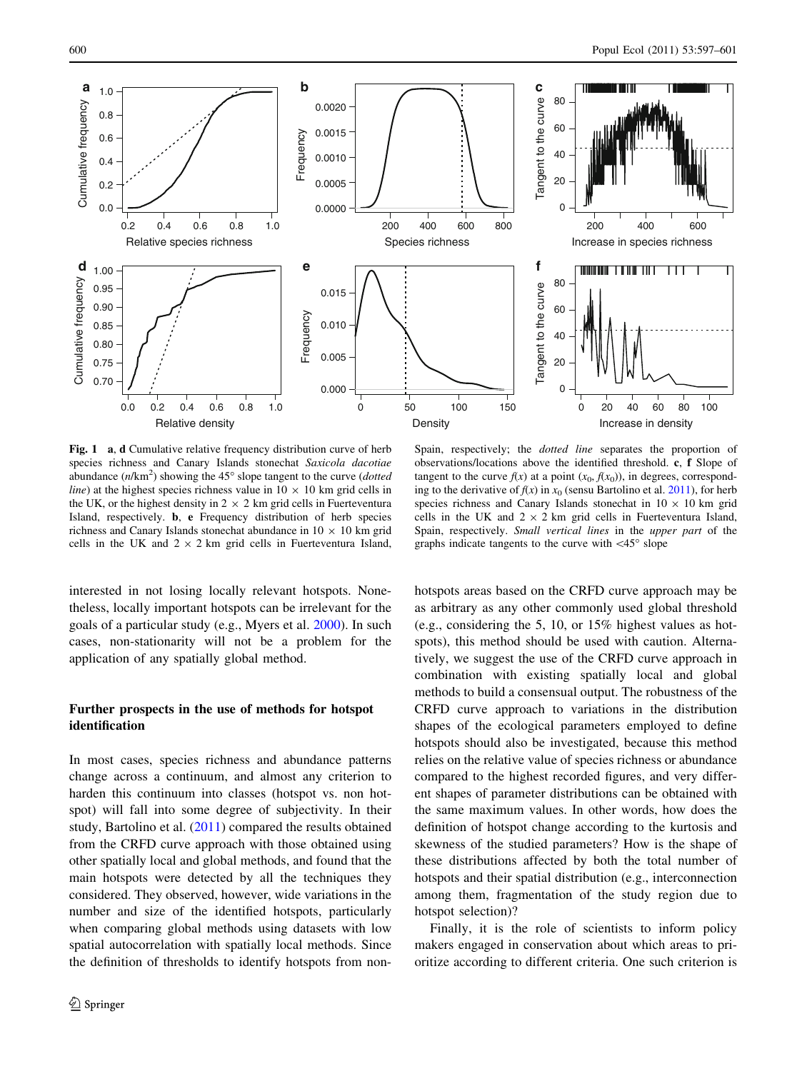a
Cumulative frequency
1.0
0.8
0.6
0.4
0.2
0.0
0.2 0.4 0.6 0.8 1.0
Relative species richness

b
Frequency
0.0020
0.0015
0.0010
0.0005
0.0000
200 400 600 800
Species richness

c
Tangent to the curve
80
60
40
20
0
200 400 600
Increase in species richness

d
Cumulative frequency
1.00
0.95
0.90
0.85
0.80
0.75
0.70
0.0 0.2 0.4 0.6 0.8 1.0
Relative density

e
Frequency
0.015
0.010
0.005
0.000
0 50 100 150
Density

f
Tangent to the curve
80
60
40
20
0
0 20 40 60 80 100
Increase in density

**Fig. 1** **a**, **d** Cumulative relative frequency distribution curve of herb species richness and Canary Islands stonechat *Saxicola dacotiae* abundance ($n$/km$^2$) showing the 45° slope tangent to the curve (*dotted line*) at the highest species richness value in 10 × 10 km grid cells in the UK, or the highest density in 2 × 2 km grid cells in Fuerteventura Island, respectively. **b**, **e** Frequency distribution of herb species richness and Canary Islands stonechat abundance in 10 × 10 km grid cells in the UK and 2 × 2 km grid cells in Fuerteventura Island, Spain, respectively; the *dotted line* separates the proportion of observations/locations above the identified threshold. **c**, **f** Slope of tangent to the curve $f(x)$ at a point $(x_0, f(x_0))$, in degrees, corresponding to the derivative of $f(x)$ in $x_0$ (sensu Bartolino et al. 2011), for herb species richness and Canary Islands stonechat in 10 × 10 km grid cells in the UK and 2 × 2 km grid cells in Fuerteventura Island, Spain, respectively. *Small vertical lines* in the *upper part* of the graphs indicate tangents to the curve with <45° slope

interested in not losing locally relevant hotspots. Nonetheless, locally important hotspots can be irrelevant for the goals of a particular study (e.g., Myers et al. 2000). In such cases, non-stationarity will not be a problem for the application of any spatially global method.

## Further prospects in the use of methods for hotspot identification

In most cases, species richness and abundance patterns change across a continuum, and almost any criterion to harden this continuum into classes (hotspot vs. non hotspot) will fall into some degree of subjectivity. In their study, Bartolino et al. (2011) compared the results obtained from the CRFD curve approach with those obtained using other spatially local and global methods, and found that the main hotspots were detected by all the techniques they considered. They observed, however, wide variations in the number and size of the identified hotspots, particularly when comparing global methods using datasets with low spatial autocorrelation with spatially local methods. Since the definition of thresholds to identify hotspots from non-hotspots areas based on the CRFD curve approach may be as arbitrary as any other commonly used global threshold (e.g., considering the 5, 10, or 15% highest values as hotspots), this method should be used with caution. Alternatively, we suggest the use of the CRFD curve approach in combination with existing spatially local and global methods to build a consensual output. The robustness of the CRFD curve approach to variations in the distribution shapes of the ecological parameters employed to define hotspots should also be investigated, because this method relies on the relative value of species richness or abundance compared to the highest recorded figures, and very different shapes of parameter distributions can be obtained with the same maximum values. In other words, how does the definition of hotspot change according to the kurtosis and skewness of the studied parameters? How is the shape of these distributions affected by both the total number of hotspots and their spatial distribution (e.g., interconnection among them, fragmentation of the study region due to hotspot selection)?

Finally, it is the role of scientists to inform policy makers engaged in conservation about which areas to prioritize according to different criteria. One such criterion is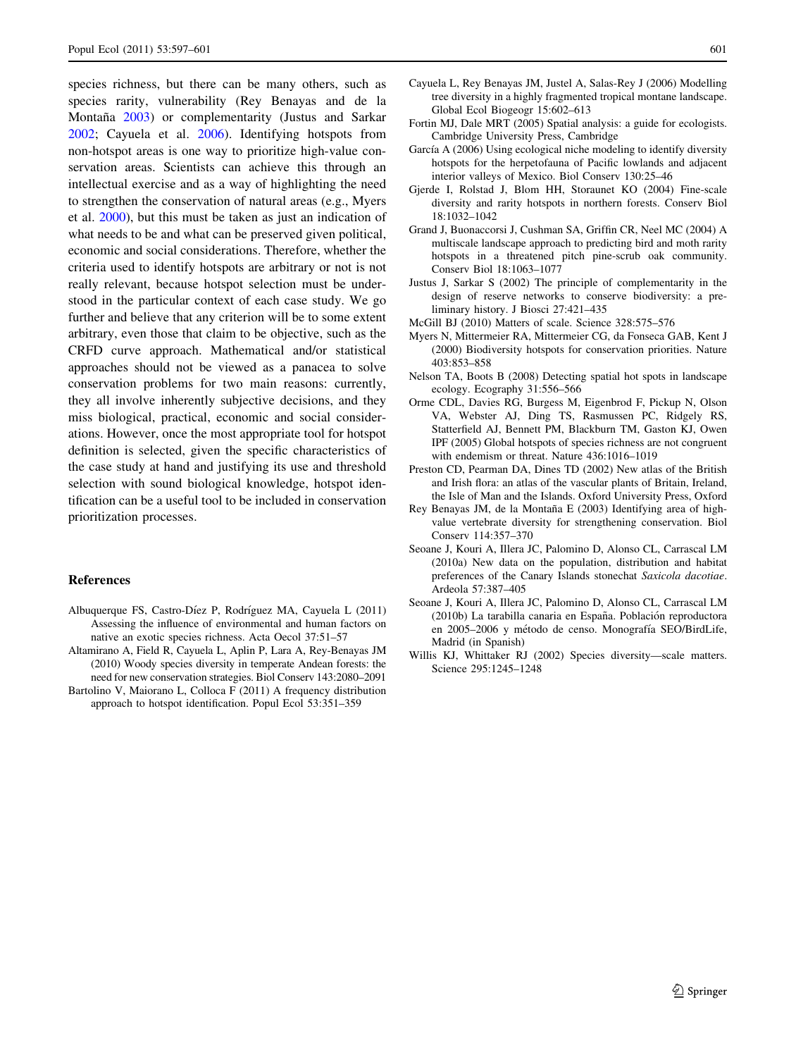species richness, but there can be many others, such as species rarity, vulnerability (Rey Benayas and de la Montaña 2003) or complementarity (Justus and Sarkar 2002; Cayuela et al. 2006). Identifying hotspots from non-hotspot areas is one way to prioritize high-value conservation areas. Scientists can achieve this through an intellectual exercise and as a way of highlighting the need to strengthen the conservation of natural areas (e.g., Myers et al. 2000), but this must be taken as just an indication of what needs to be and what can be preserved given political, economic and social considerations. Therefore, whether the criteria used to identify hotspots are arbitrary or not is not really relevant, because hotspot selection must be understood in the particular context of each case study. We go further and believe that any criterion will be to some extent arbitrary, even those that claim to be objective, such as the CRFD curve approach. Mathematical and/or statistical approaches should not be viewed as a panacea to solve conservation problems for two main reasons: currently, they all involve inherently subjective decisions, and they miss biological, practical, economic and social considerations. However, once the most appropriate tool for hotspot definition is selected, given the specific characteristics of the case study at hand and justifying its use and threshold selection with sound biological knowledge, hotspot identification can be a useful tool to be included in conservation prioritization processes.

## References

Albuquerque FS, Castro-Díez P, Rodríguez MA, Cayuela L (2011) Assessing the influence of environmental and human factors on native an exotic species richness. Acta Oecol 37:51–57

Altamirano A, Field R, Cayuela L, Aplin P, Lara A, Rey-Benayas JM (2010) Woody species diversity in temperate Andean forests: the need for new conservation strategies. Biol Conserv 143:2080–2091

Bartolino V, Maiorano L, Colloca F (2011) A frequency distribution approach to hotspot identification. Popul Ecol 53:351–359

Cayuela L, Rey Benayas JM, Justel A, Salas-Rey J (2006) Modelling tree diversity in a highly fragmented tropical montane landscape. Global Ecol Biogeogr 15:602–613

Fortin MJ, Dale MRT (2005) Spatial analysis: a guide for ecologists. Cambridge University Press, Cambridge

García A (2006) Using ecological niche modeling to identify diversity hotspots for the herpetofauna of Pacific lowlands and adjacent interior valleys of Mexico. Biol Conserv 130:25–46

Gjerde I, Rolstad J, Blom HH, Storaunet KO (2004) Fine-scale diversity and rarity hotspots in northern forests. Conserv Biol 18:1032–1042

Grand J, Buonaccorsi J, Cushman SA, Griffin CR, Neel MC (2004) A multiscale landscape approach to predicting bird and moth rarity hotspots in a threatened pitch pine-scrub oak community. Conserv Biol 18:1063–1077

Justus J, Sarkar S (2002) The principle of complementarity in the design of reserve networks to conserve biodiversity: a preliminary history. J Biosci 27:421–435

McGill BJ (2010) Matters of scale. Science 328:575–576

Myers N, Mittermeier RA, Mittermeier CG, da Fonseca GAB, Kent J (2000) Biodiversity hotspots for conservation priorities. Nature 403:853–858

Nelson TA, Boots B (2008) Detecting spatial hot spots in landscape ecology. Ecography 31:556–566

Orme CDL, Davies RG, Burgess M, Eigenbrod F, Pickup N, Olson VA, Webster AJ, Ding TS, Rasmussen PC, Ridgely RS, Statterfield AJ, Bennett PM, Blackburn TM, Gaston KJ, Owen IPF (2005) Global hotspots of species richness are not congruent with endemism or threat. Nature 436:1016–1019

Preston CD, Pearman DA, Dines TD (2002) New atlas of the British and Irish flora: an atlas of the vascular plants of Britain, Ireland, the Isle of Man and the Islands. Oxford University Press, Oxford

Rey Benayas JM, de la Montaña E (2003) Identifying area of high-value vertebrate diversity for strengthening conservation. Biol Conserv 114:357–370

Seoane J, Kouri A, Illera JC, Palomino D, Alonso CL, Carrascal LM (2010a) New data on the population, distribution and habitat preferences of the Canary Islands stonechat *Saxicola dacotiae*. Ardeola 57:387–405

Seoane J, Kouri A, Illera JC, Palomino D, Alonso CL, Carrascal LM (2010b) La tarabilla canaria en España. Población reproductora en 2005–2006 y método de censo. Monografía SEO/BirdLife, Madrid (in Spanish)

Willis KJ, Whittaker RJ (2002) Species diversity—scale matters. Science 295:1245–1248